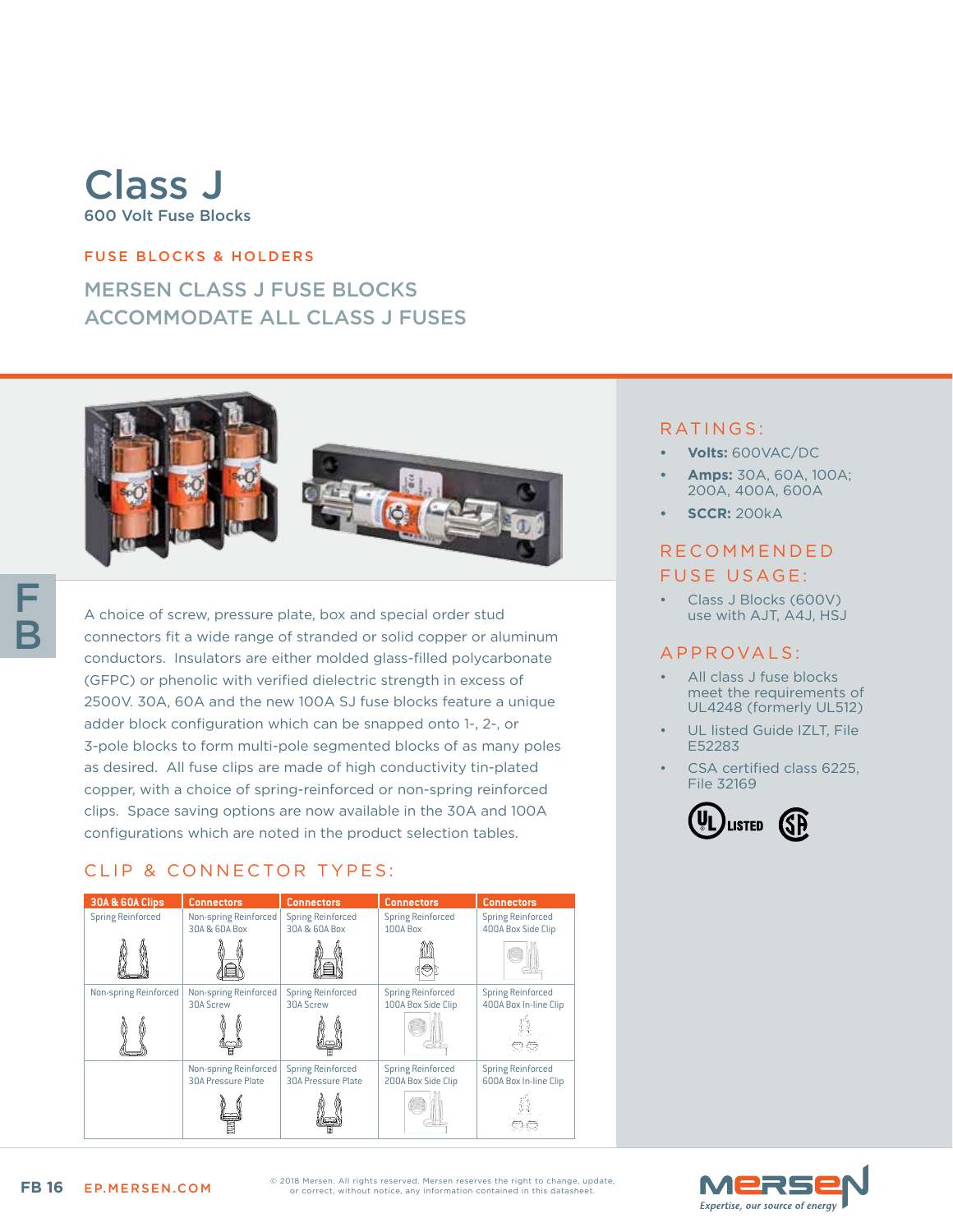# Class J

600 Volt Fuse Blocks

FUSE BLOCKS & HOLDERS

## MERSEN CLASS J FUSE BLOCKS ACCOMMODATE ALL CLASS J FUSES

A choice of screw, pressure plate, box and special order stud connectors fit a wide range of stranded or solid copper or aluminum conductors. Insulators are either molded glass-filled polycarbonate (GFPC) or phenolic with verified dielectric strength in excess of 2500V. 30A, 60A and the new 100A SJ fuse blocks feature a unique adder block configuration which can be snapped onto 1-, 2-, or 3-pole blocks to form multi-pole segmented blocks of as many poles as desired. All fuse clips are made of high conductivity tin-plated copper, with a choice of spring-reinforced or non-spring reinforced clips. Space saving options are now available in the 30A and 100A configurations which are noted in the product selection tables.

## CLIP & CONNECTOR TYPES:

| 30A & 60A Clips | Connectors | Connectors | Connectors | Connectors |
|---|---|---|---|---|
| Spring Reinforced | Non-spring Reinforced 30A & 60A Box | Spring Reinforced 30A & 60A Box | Spring Reinforced 100A Box | Spring Reinforced 400A Box Side Clip |
| Non-spring Reinforced | Non-spring Reinforced 30A Screw | Spring Reinforced 30A Screw | Spring Reinforced 100A Box Side Clip | Spring Reinforced 400A Box In-line Clip |
| | Non-spring Reinforced 30A Pressure Plate | Spring Reinforced 30A Pressure Plate | Spring Reinforced 200A Box Side Clip | Spring Reinforced 600A Box In-line Clip |

## RATINGS:

- **Volts:** 600VAC/DC
- **Amps:** 30A, 60A, 100A; 200A, 400A, 600A
- **SCCR:** 200kA

## RECOMMENDED FUSE USAGE:

- Class J Blocks (600V) use with AJT, A4J, HSJ

## APPROVALS:

- All class J fuse blocks meet the requirements of UL4248 (formerly UL512)
- UL listed Guide IZLT, File E52283
- CSA certified class 6225, File 32169

© 2018 Mersen. All rights reserved. Mersen reserves the right to change, update, or correct, without notice, any information contained in this datasheet.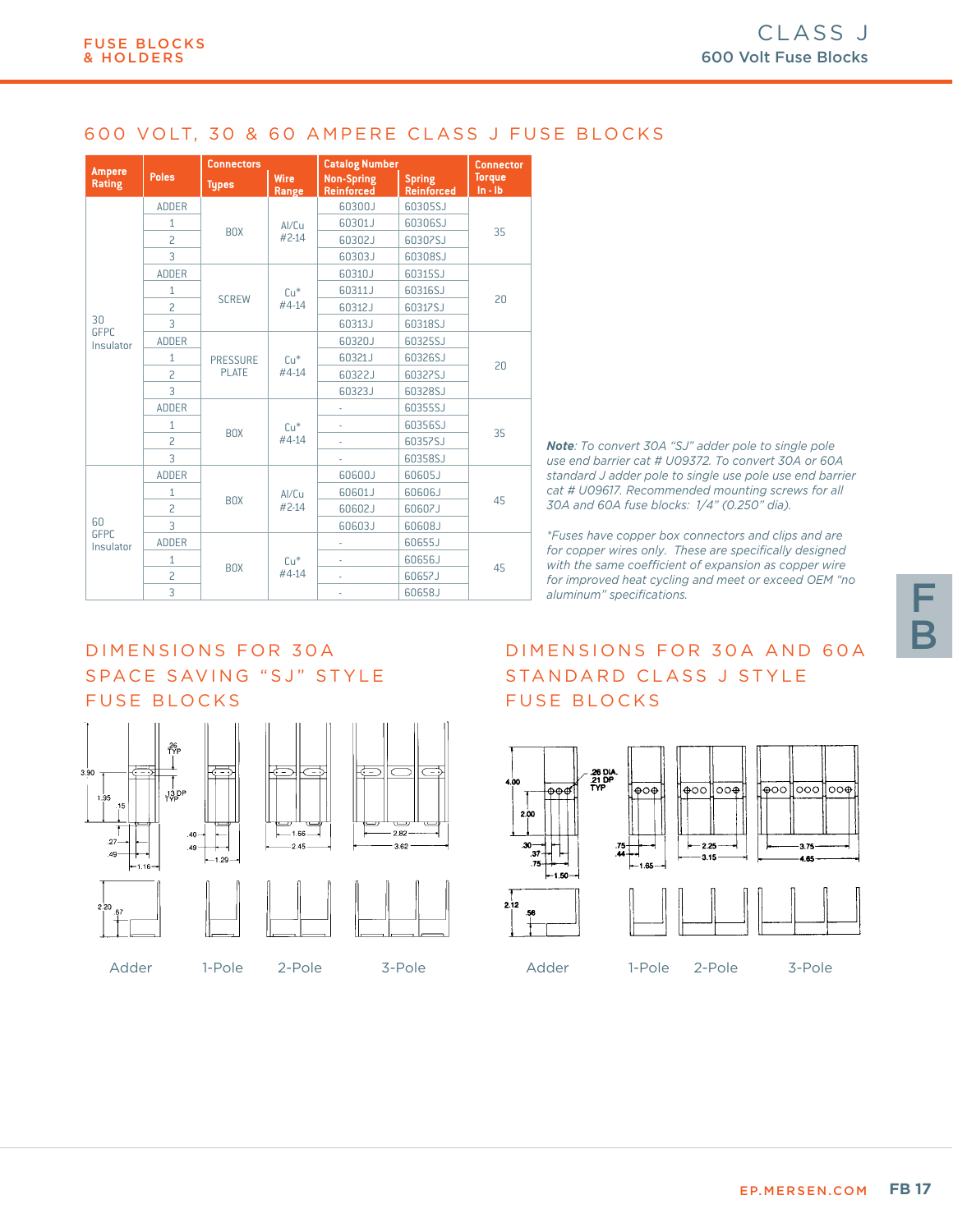## 600 VOLT, 30 & 60 AMPERE CLASS J FUSE BLOCKS

| Ampere Rating | Poles | Connectors | | Catalog Number | | Connector Torque |
|---|---|---|---|---|---|---|
| | | Types | Wire Range | Non-Spring Reinforced | Spring Reinforced | In - lb |
| 30 GFPC Insulator | ADDER | BOX | Al/Cu #2-14 | 60300J | 60305SJ | 35 |
| | 1 | | | 60301J | 60306SJ | |
| | 2 | | | 60302J | 60307SJ | |
| | 3 | | | 60303J | 60308SJ | |
| | ADDER | SCREW | Cu* #4-14 | 60310J | 60315SJ | 20 |
| | 1 | | | 60311J | 60316SJ | |
| | 2 | | | 60312J | 60317SJ | |
| | 3 | | | 60313J | 60318SJ | |
| | ADDER | PRESSURE PLATE | Cu* #4-14 | 60320J | 60325SJ | 20 |
| | 1 | | | 60321J | 60326SJ | |
| | 2 | | | 60322J | 60327SJ | |
| | 3 | | | 60323J | 60328SJ | |
| | ADDER | BOX | Cu* #4-14 | - | 60355SJ | 35 |
| | 1 | | | - | 60356SJ | |
| | 2 | | | - | 60357SJ | |
| | 3 | | | - | 60358SJ | |
| 60 GFPC Insulator | ADDER | BOX | Al/Cu #2-14 | 60600J | 60605J | 45 |
| | 1 | | | 60601J | 60606J | |
| | 2 | | | 60602J | 60607J | |
| | 3 | | | 60603J | 60608J | |
| | ADDER | BOX | Cu* #4-14 | - | 60655J | 45 |
| | 1 | | | - | 60656J | |
| | 2 | | | - | 60657J | |
| | 3 | | | - | 60658J | |

***Note**: To convert 30A "SJ" adder pole to single pole use end barrier cat # U09372. To convert 30A or 60A standard J adder pole to single use pole use end barrier cat # U09617. Recommended mounting screws for all 30A and 60A fuse blocks: 1/4" (0.250" dia).*

**Fuses have copper box connectors and clips and are for copper wires only. These are specifically designed with the same coefficient of expansion as copper wire for improved heat cycling and meet or exceed OEM "no aluminum" specifications.*

## DIMENSIONS FOR 30A SPACE SAVING "SJ" STYLE FUSE BLOCKS

3.90, 1.95, .15, .26 TYP, .13 DP TYP, .27, .49, 1.16, .40, .49, 1.29, 1.56, 2.45, 2.82, 3.62, 2.20, .67

Adder 1-Pole 2-Pole 3-Pole

## DIMENSIONS FOR 30A AND 60A STANDARD CLASS J STYLE FUSE BLOCKS

4.00, 2.00, .26 DIA. .21 DP TYP, .30, .37, .75, 1.50, .75, .44, 1.65, 2.25, 3.15, 3.75, 4.65, 2.12, .56

Adder 1-Pole 2-Pole 3-Pole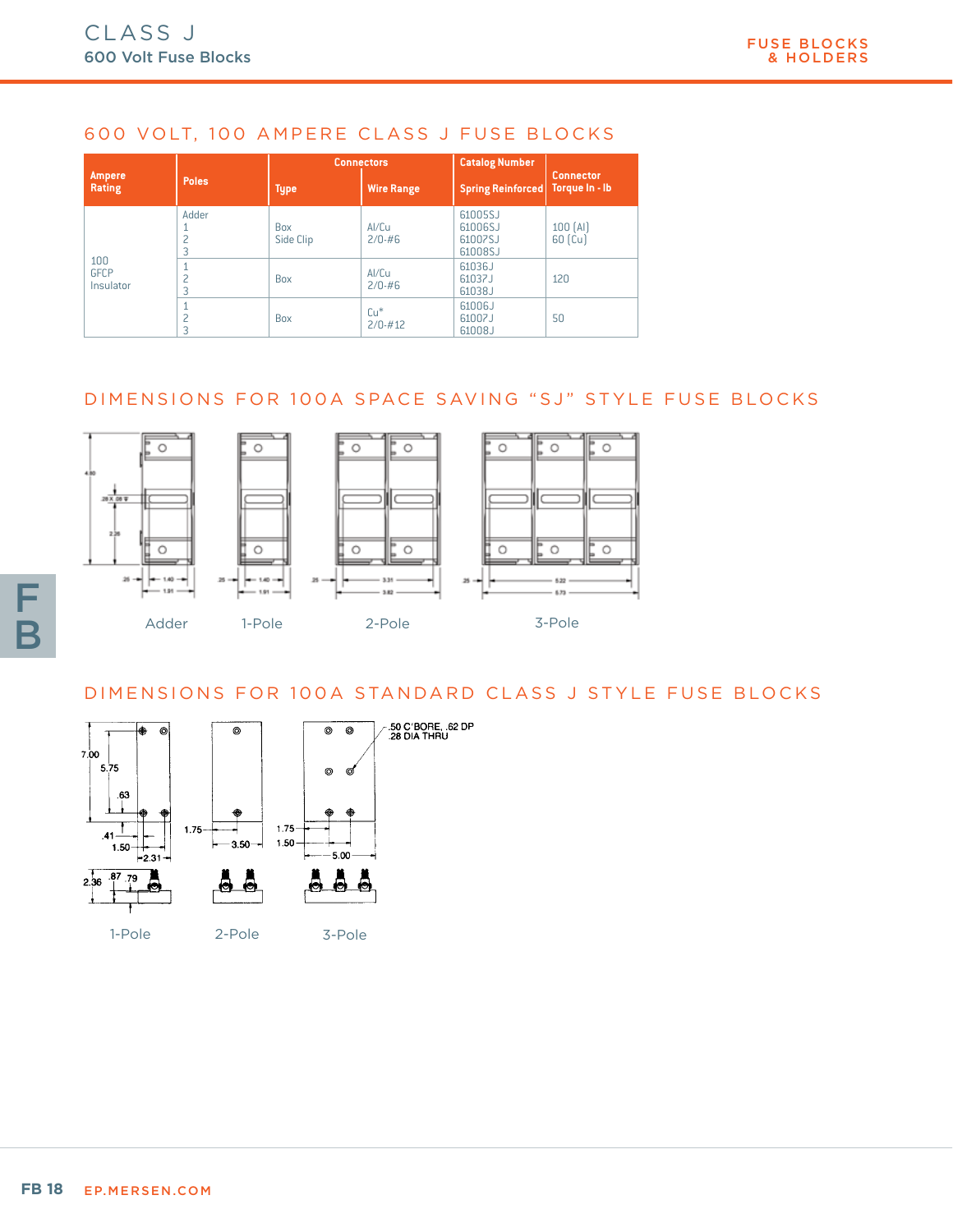# CLASS J

## 600 Volt Fuse Blocks

### 600 VOLT, 100 AMPERE CLASS J FUSE BLOCKS

| Ampere Rating | Poles | Connectors | | Catalog Number | Connector Torque In - lb |
|---|---|---|---|---|---|
| | | Type | Wire Range | Spring Reinforced | |
| 100 GFCP Insulator | Adder 1 2 3 | Box Side Clip | Al/Cu 2/0-#6 | 61005SJ 61006SJ 61007SJ 61008SJ | 100 (Al) 60 (Cu) |
| | 1 2 3 | Box | Al/Cu 2/0-#6 | 61036J 61037J 61038J | 120 |
| | 1 2 3 | Box | Cu* 2/0-#12 | 61006J 61007J 61008J | 50 |

### DIMENSIONS FOR 100A SPACE SAVING "SJ" STYLE FUSE BLOCKS

4.50 | .28 X .08 V | 2.25 | .25 | 1.40 | 1.91 | .25 | 1.40 | 1.91 | .25 | 3.31 | 3.82 | .25 | 5.22 | 5.73

Adder | 1-Pole | 2-Pole | 3-Pole

### DIMENSIONS FOR 100A STANDARD CLASS J STYLE FUSE BLOCKS

7.00 | 5.75 | .63 | .41 | 1.50 | 2.31 | 2.36 | .87 | .79 | 1.75 | 3.50 | 1.75 | 1.50 | 5.00

.50 C'BORE, .62 DP
.28 DIA THRU

1-Pole | 2-Pole | 3-Pole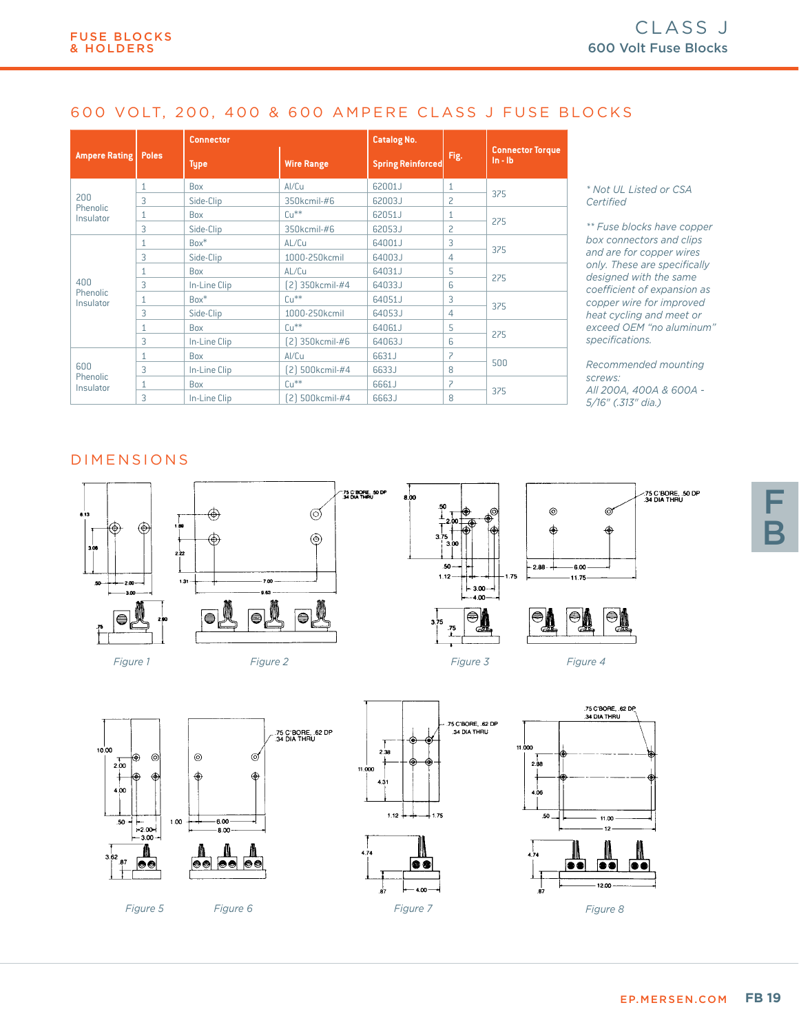# 600 VOLT, 200, 400 & 600 AMPERE CLASS J FUSE BLOCKS

| Ampere Rating | Poles | Connector Type | Connector Wire Range | Catalog No. Spring Reinforced | Fig. | Connector Torque In - lb |
|---|---|---|---|---|---|---|
| 200 Phenolic Insulator | 1 | Box | Al/Cu | 62001J | 1 | 375 |
| | 3 | Side-Clip | 350kcmil-#6 | 62003J | 2 | |
| | 1 | Box | Cu** | 62051J | 1 | 275 |
| | 3 | Side-Clip | 350kcmil-#6 | 62053J | 2 | |
| 400 Phenolic Insulator | 1 | Box* | AL/Cu | 64001J | 3 | 375 |
| | 3 | Side-Clip | 1000-250kcmil | 64003J | 4 | |
| | 1 | Box | AL/Cu | 64031J | 5 | 275 |
| | 3 | In-Line Clip | (2) 350kcmil-#4 | 64033J | 6 | |
| | 1 | Box* | Cu** | 64051J | 3 | 375 |
| | 3 | Side-Clip | 1000-250kcmil | 64053J | 4 | |
| | 1 | Box | Cu** | 64061J | 5 | 275 |
| | 3 | In-Line Clip | (2) 350kcmil-#6 | 64063J | 6 | |
| 600 Phenolic Insulator | 1 | Box | Al/Cu | 6631J | 7 | 500 |
| | 3 | In-Line Clip | (2) 500kcmil-#4 | 6633J | 8 | |
| | 1 | Box | Cu** | 6661J | 7 | 375 |
| | 3 | In-Line Clip | (2) 500kcmil-#4 | 6663J | 8 | |

*\* Not UL Listed or CSA Certified*

*\*\* Fuse blocks have copper box connectors and clips and are for copper wires only. These are specifically designed with the same coefficient of expansion as copper wire for improved heat cycling and meet or exceed OEM "no aluminum" specifications.*

*Recommended mounting screws:*
*All 200A, 400A & 600A - 5/16" (.313" dia.)*

## DIMENSIONS

6.13
3.06
.50
2.00
3.00
.75
2.90

*Figure 1*

.75 C'BORE, .50 DP
.34 DIA THRU
1.69
2.22
1.31
7.00
9.63

*Figure 2*

8.00
.50
2.00
3.75
3.00
.50
1.12
1.75
3.00
4.00
3.75
.75

*Figure 3*

.75 C'BORE, .50 DP
.34 DIA THRU
2.88
6.00
11.75

*Figure 4*

10.00
2.00
4.00
.50
2.00
3.00
3.62
.87

*Figure 5*

.75 C'BORE, .62 DP
.34 DIA THRU
1.00
6.00
8.00

*Figure 6*

.75 C'BORE, .62 DP
.34 DIA THRU
11.000
2.38
4.31
1.12
1.75
4.74
.87
4.00

*Figure 7*

.75 C'BORE, .62 DP
.34 DIA THRU
11.000
2.88
4.06
.50
11.00
12
4.74
.87
12.00

*Figure 8*